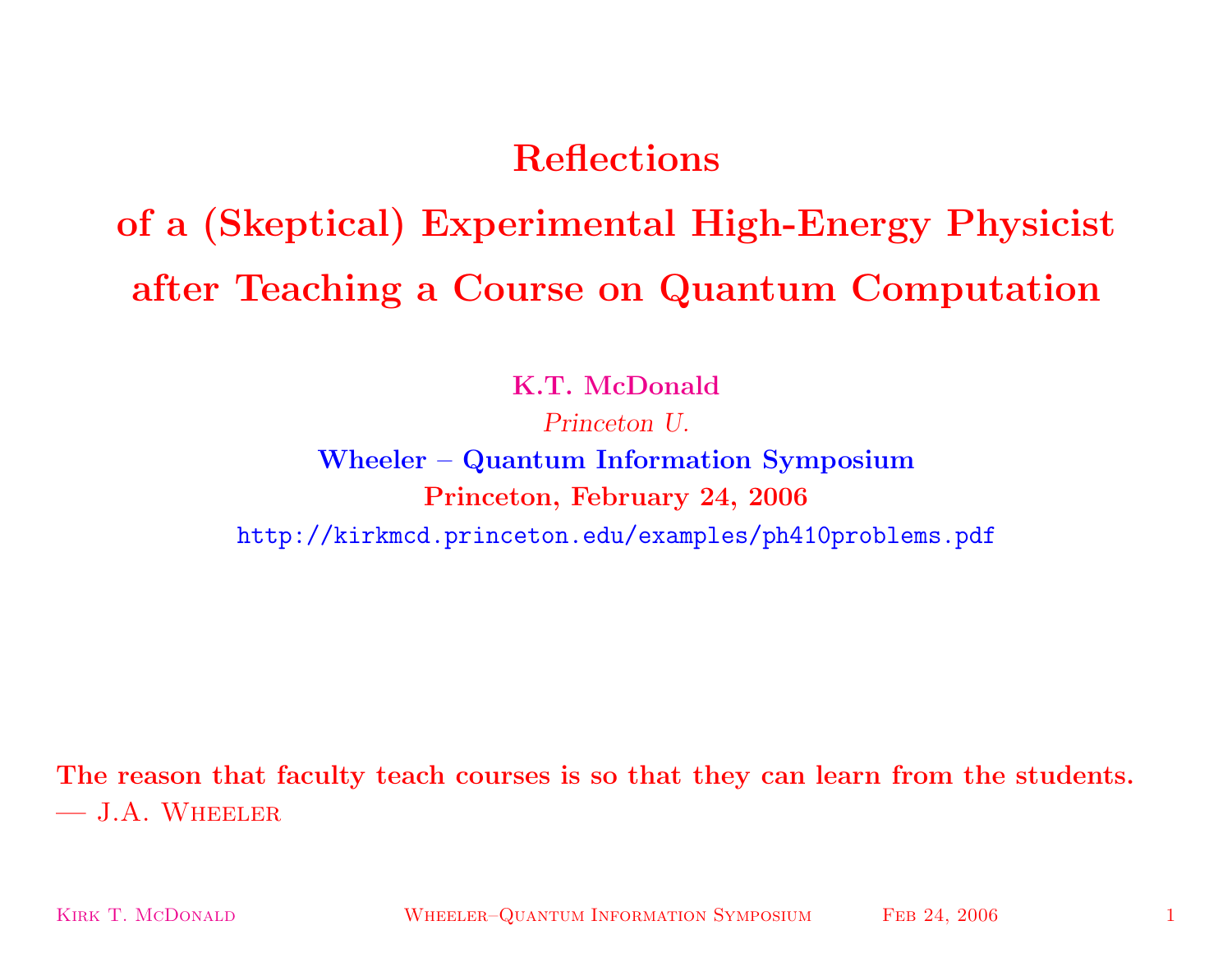# Reflections
# of a (Skeptical) Experimental High-Energy Physicist
# after Teaching a Course on Quantum Computation

**K.T. McDonald**

*Princeton U.*

**Wheeler – Quantum Information Symposium**

**Princeton, February 24, 2006**

http://kirkmcd.princeton.edu/examples/ph410problems.pdf

**The reason that faculty teach courses is so that they can learn from the students.**
— J.A. Wheeler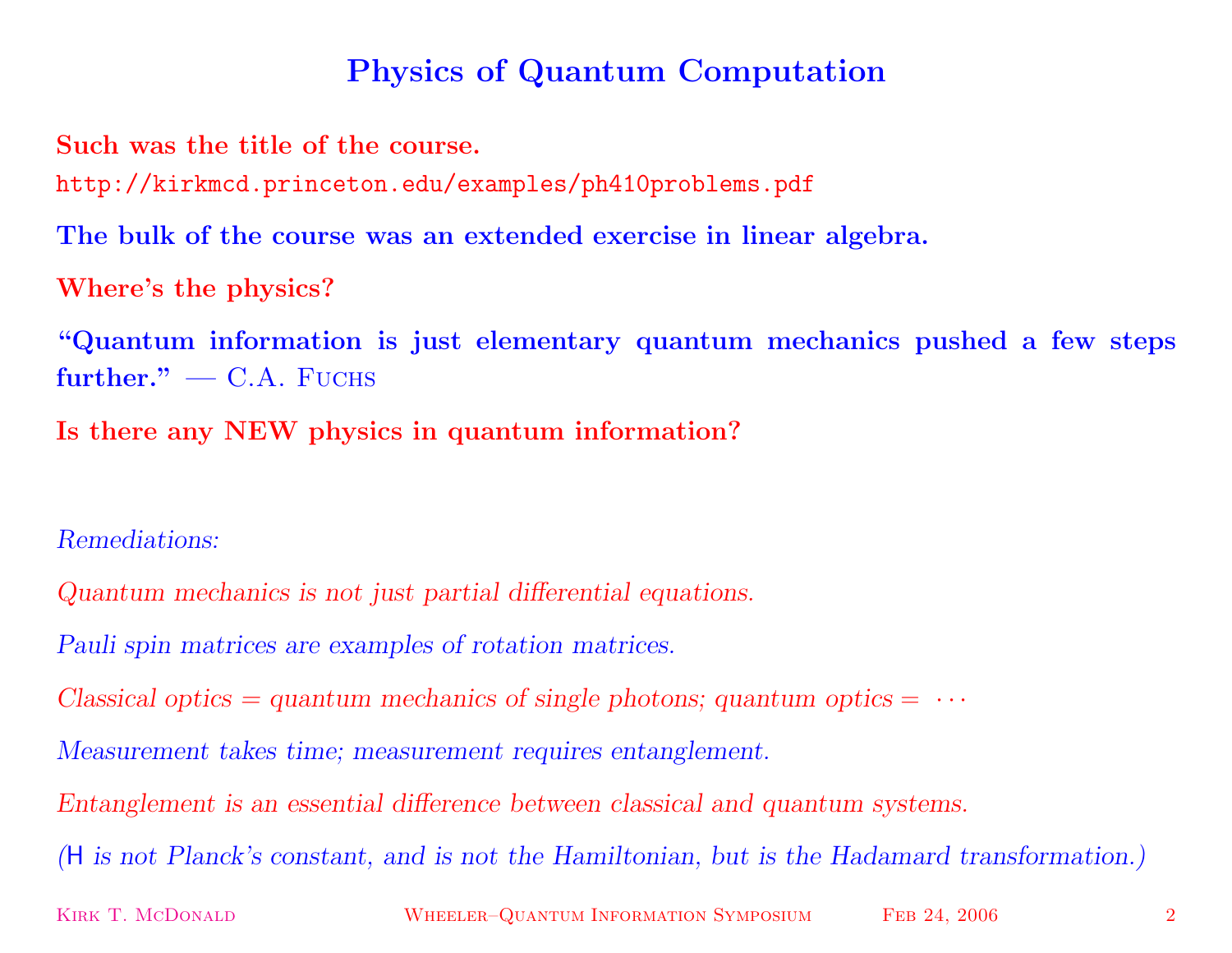# Physics of Quantum Computation

**Such was the title of the course.**

http://kirkmcd.princeton.edu/examples/ph410problems.pdf

**The bulk of the course was an extended exercise in linear algebra.**

**Where's the physics?**

**"Quantum information is just elementary quantum mechanics pushed a few steps further."** — C.A. Fuchs

**Is there any NEW physics in quantum information?**

*Remediations:*

*Quantum mechanics is not just partial differential equations.*

*Pauli spin matrices are examples of rotation matrices.*

*Classical optics = quantum mechanics of single photons; quantum optics =* $\cdots$

*Measurement takes time; measurement requires entanglement.*

*Entanglement is an essential difference between classical and quantum systems.*

*(*$\mathsf{H}$ *is not Planck's constant, and is not the Hamiltonian, but is the Hadamard transformation.)*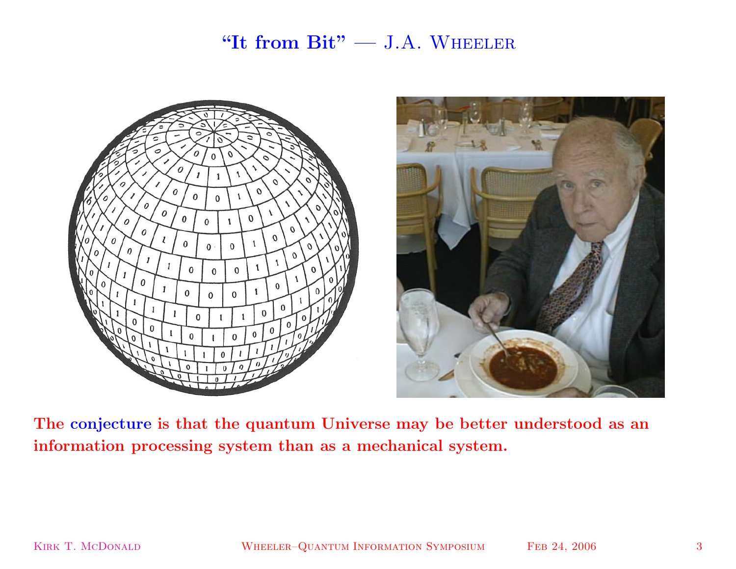## "It from Bit" — J.A. Wheeler

**The conjecture is that the quantum Universe may be better understood as an information processing system than as a mechanical system.**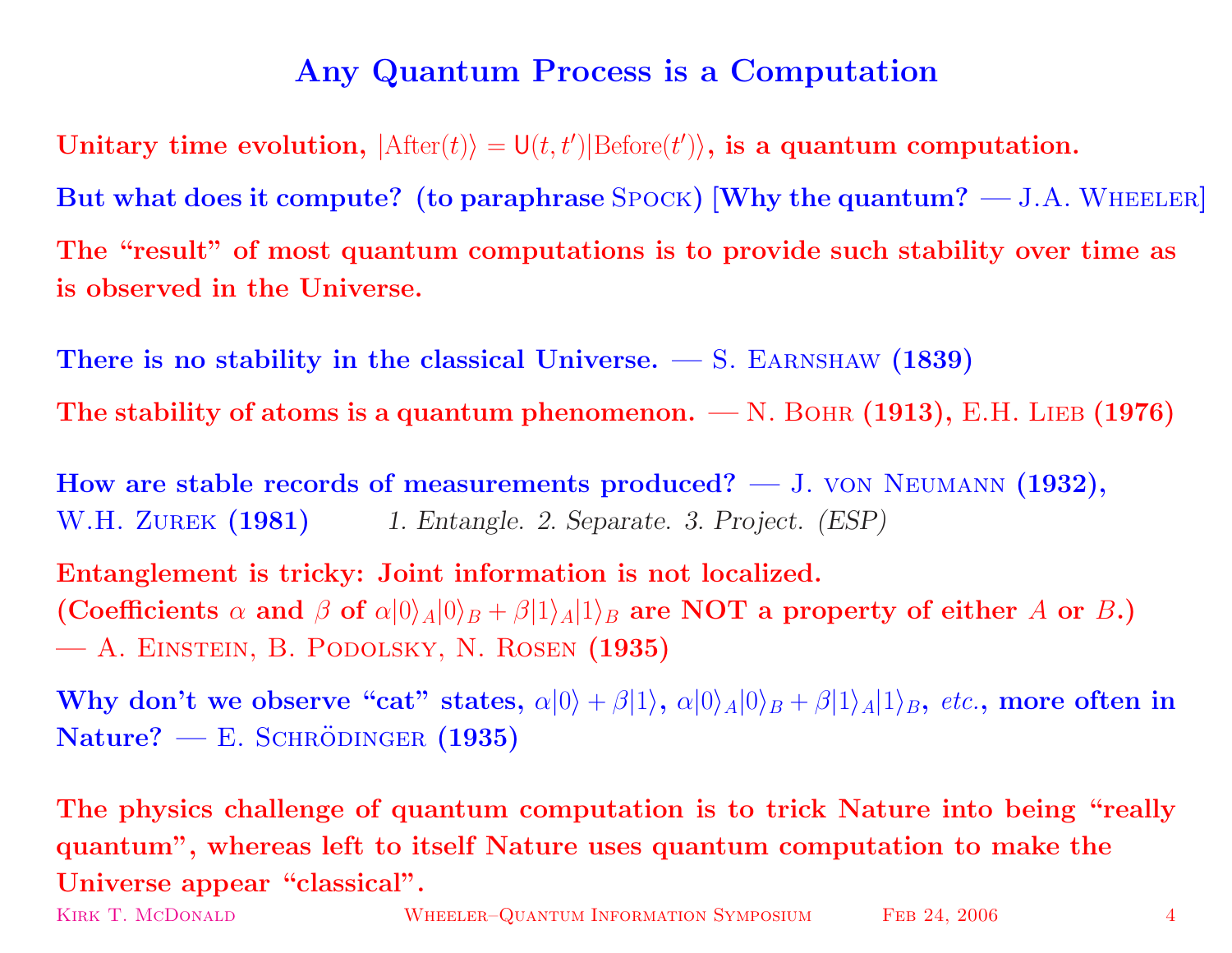# Any Quantum Process is a Computation

**Unitary time evolution, $|\mathrm{After}(t)\rangle = \mathsf{U}(t,t')|\mathrm{Before}(t')\rangle$, is a quantum computation.**

**But what does it compute? (to paraphrase Spock) [Why the quantum? — J.A. Wheeler]**

**The "result" of most quantum computations is to provide such stability over time as is observed in the Universe.**

**There is no stability in the classical Universe. — S. Earnshaw (1839)**

**The stability of atoms is a quantum phenomenon. — N. Bohr (1913), E.H. Lieb (1976)**

**How are stable records of measurements produced? — J. von Neumann (1932), W.H. Zurek (1981)** *1. Entangle. 2. Separate. 3. Project. (ESP)*

**Entangled is tricky: Joint information is not localized.**
**(Coefficients $\alpha$ and $\beta$ of $\alpha|0\rangle_A|0\rangle_B + \beta|1\rangle_A|1\rangle_B$ are NOT a property of either $A$ or $B$.)**
**— A. Einstein, B. Podolsky, N. Rosen (1935)**

**Why don't we observe "cat" states, $\alpha|0\rangle + \beta|1\rangle$, $\alpha|0\rangle_A|0\rangle_B + \beta|1\rangle_A|1\rangle_B$, *etc.*, more often in Nature? — E. Schrödinger (1935)**

**The physics challenge of quantum computation is to trick Nature into being "really quantum", whereas left to itself Nature uses quantum computation to make the Universe appear "classical".**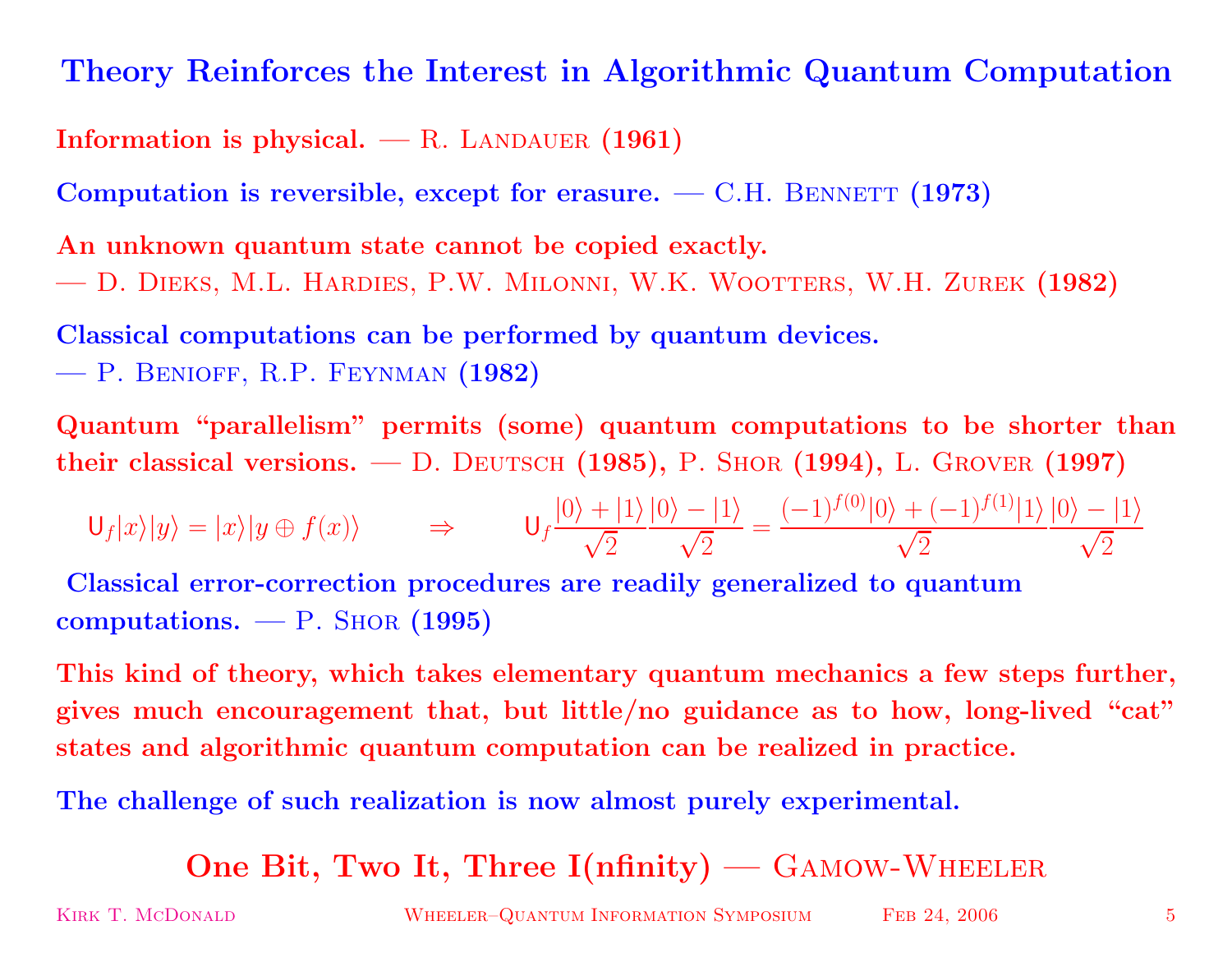# Theory Reinforces the Interest in Algorithmic Quantum Computation

**Information is physical.** — R. Landauer **(1961)**

**Computation is reversible, except for erasure.** — C.H. Bennett **(1973)**

**An unknown quantum state cannot be copied exactly.**
— D. Dieks, M.L. Hardies, P.W. Milonni, W.K. Wootters, W.H. Zurek **(1982)**

**Classical computations can be performed by quantum devices.**
— P. Benioff, R.P. Feynman **(1982)**

**Quantum "parallelism" permits (some) quantum computations to be shorter than their classical versions.** — D. Deutsch **(1985),** P. Shor **(1994),** L. Grover **(1997)**

$$\mathsf{U}_f|x\rangle|y\rangle = |x\rangle|y \oplus f(x)\rangle \qquad \Rightarrow \qquad \mathsf{U}_f \frac{|0\rangle + |1\rangle}{\sqrt{2}} \frac{|0\rangle - |1\rangle}{\sqrt{2}} = \frac{(-1)^{f(0)}|0\rangle + (-1)^{f(1)}|1\rangle}{\sqrt{2}} \frac{|0\rangle - |1\rangle}{\sqrt{2}}$$

**Classical error-correction procedures are readily generalized to quantum computations.** — P. Shor **(1995)**

**This kind of theory, which takes elementary quantum mechanics a few steps further, gives much encouragement that, but little/no guidance as to how, long-lived "cat" states and algorithmic quantum computation can be realized in practice.**

**The challenge of such realization is now almost purely experimental.**

**One Bit, Two It, Three I(nfinity)** — Gamow-Wheeler